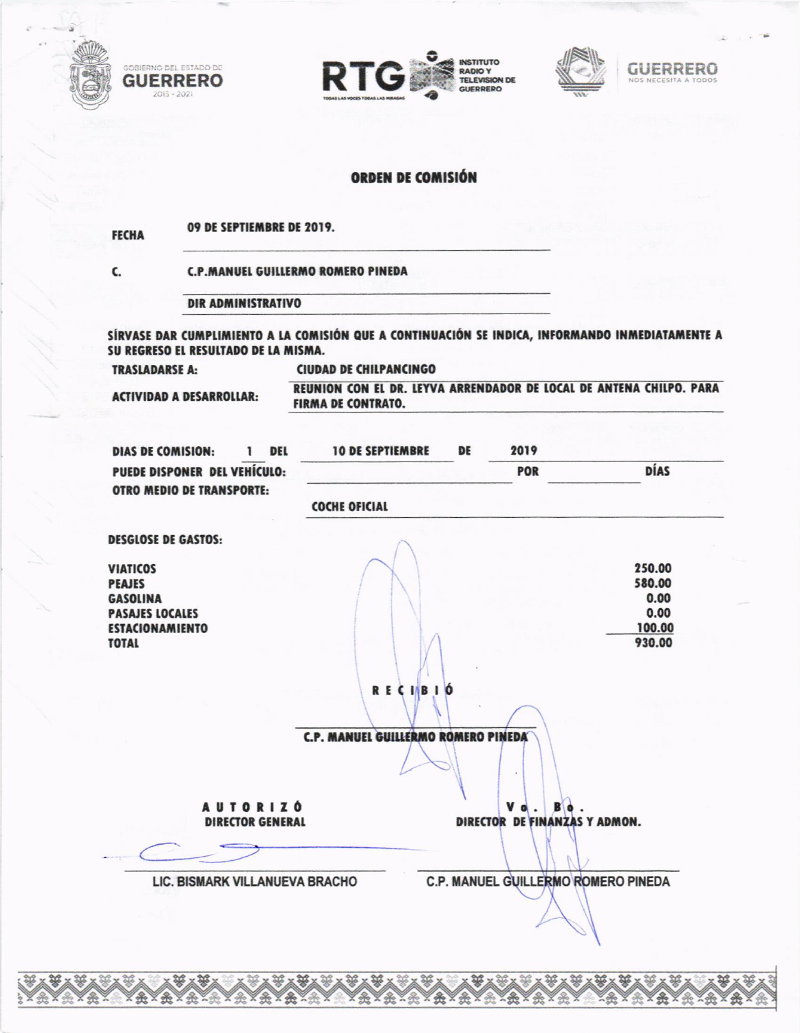GOBIERNO DEL ESTADO DE GUERRERO 2015 - 2021

RTG INSTITUTO RADIO Y TELEVISION DE GUERRERO
TODAS LAS VOCES TODAS LAS MIRADAS

GUERRERO NOS NECESITA A TODOS

## ORDEN DE COMISIÓN

**FECHA** 09 DE SEPTIEMBRE DE 2019.

**C.** C.P.MANUEL GUILLERMO ROMERO PINEDA

DIR ADMINISTRATIVO

**SÍRVASE DAR CUMPLIMIENTO A LA COMISIÓN QUE A CONTINUACIÓN SE INDICA, INFORMANDO INMEDIATAMENTE A SU REGRESO EL RESULTADO DE LA MISMA.**

**TRASLADARSE A:** CIUDAD DE CHILPANCINGO

**ACTIVIDAD A DESARROLLAR:** REUNION CON EL DR. LEYVA ARRENDADOR DE LOCAL DE ANTENA CHILPO. PARA FIRMA DE CONTRATO.

**DIAS DE COMISION:** 1 **DEL** 10 DE SEPTIEMBRE **DE** 2019

**PUEDE DISPONER DEL VEHÍCULO:** **POR** **DÍAS**

**OTRO MEDIO DE TRANSPORTE:** COCHE OFICIAL

**DESGLOSE DE GASTOS:**

| | |
|---|---:|
| VIATICOS | 250.00 |
| PEAJES | 580.00 |
| GASOLINA | 0.00 |
| PASAJES LOCALES | 0.00 |
| ESTACIONAMIENTO | 100.00 |
| **TOTAL** | 930.00 |

**R E C I B I Ó**

C.P. MANUEL GUILLERMO ROMERO PINEDA

| **A U T O R I Z Ó** | **V o . B o .** |
|---|---|
| **DIRECTOR GENERAL** | **DIRECTOR DE FINANZAS Y ADMON.** |
| LIC. BISMARK VILLANUEVA BRACHO | C.P. MANUEL GUILLERMO ROMERO PINEDA |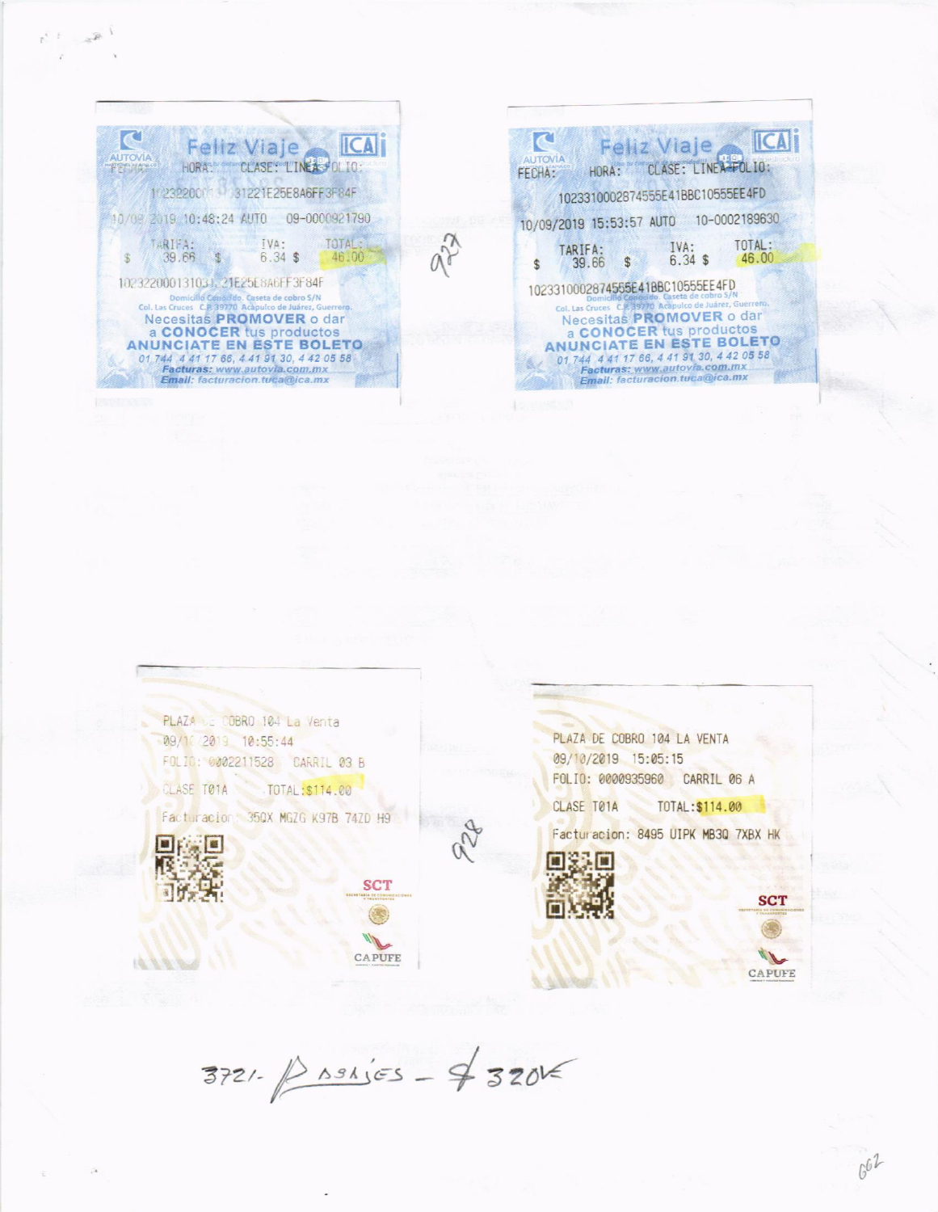AUTOVIA

Feliz Viaje

ICA

FECHA: HORA: CLASE: LINEA FOLIO:

10232200013103131221E25E8A6FF3F84F

10/09/2019 10:48:24 AUTO 09-0000921790

| TARIFA: | IVA: | TOTAL: |
|---|---|---|
| $ 39.66 | $ 6.34 | $ 46.00 |

10232200013103131221E25E8A6FF3F84F

Domicilio Conocido. Caseta de cobro S/N
Col. Las Cruces C.P. 39770 Acapulco de Juárez, Guerrero.

Necesitas **PROMOVER** o dar
a **CONOCER** tus productos
**ANUNCIATE EN ESTE BOLETO**

*01 744 4 41 17 66, 4 41 91 30, 4 42 05 58*
***Facturas: www.autovia.com.mx***
***Email: facturacion.tuca@ica.mx***

AUTOVIA

Feliz Viaje

ICA

FECHA: HORA: CLASE: LINEA FOLIO:

1023310002874555E41BBC10555EE4FD

10/09/2019 15:53:57 AUTO 10-0002189630

| TARIFA: | IVA: | TOTAL: |
|---|---|---|
| $ 39.66 | $ 6.34 | $ 46.00 |

1023310002874555E41BBC10555EE4FD

Domicilio Conocido. Caseta de cobro S/N
Col. Las Cruces C.P. 39770 Acapulco de Juárez, Guerrero.

Necesitas **PROMOVER** o dar
a **CONOCER** tus productos
**ANUNCIATE EN ESTE BOLETO**

*01 744 4 41 17 66, 4 41 91 30, 4 42 05 58*
***Facturas: www.autovia.com.mx***
***Email: facturacion.tuca@ica.mx***

927

PLAZA DE COBRO 104 La Venta
09/10/2019 10:55:44
FOLIO: 0002211528 CARRIL 03 B
CLASE T01A TOTAL:$114.00
Facturacion: 35QX MGZG K97B 74ZD H9

SCT
CAPUFE

PLAZA DE COBRO 104 LA VENTA
09/10/2019 15:05:15
FOLIO: 0000935960 CARRIL 06 A
CLASE T01A TOTAL:$114.00
Facturacion: 8495 UIPK MB3Q 7XBX HK

SCT
CAPUFE

928

3721- Pasajes - $ 320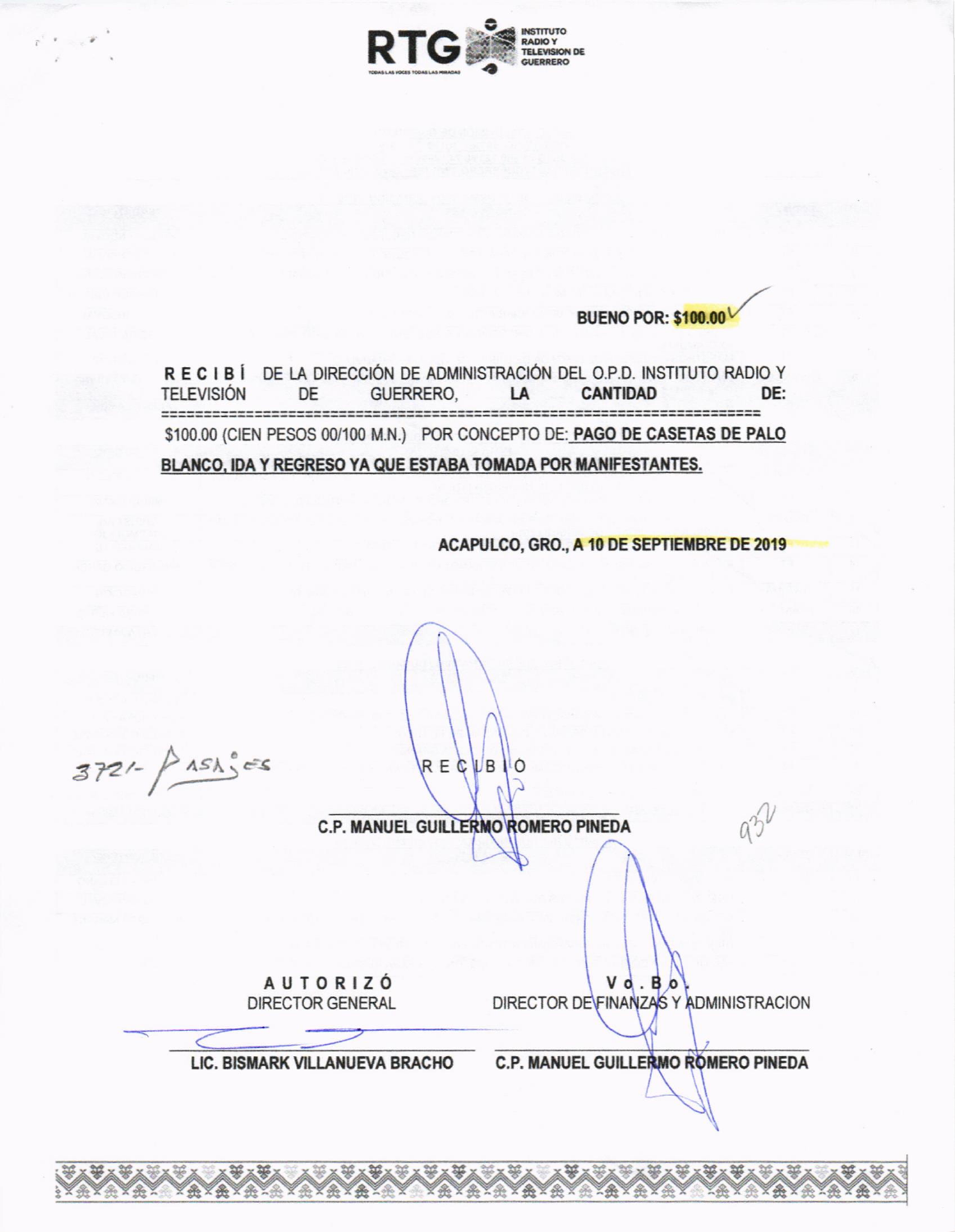RTG INSTITUTO RADIO Y TELEVISION DE GUERRERO

TODAS LAS VOCES TODAS LAS MIRADAS

**BUENO POR: $100.00**

**R E C I B Í** DE LA DIRECCIÓN DE ADMINISTRACIÓN DEL O.P.D. INSTITUTO RADIO Y TELEVISIÓN DE GUERRERO, **LA CANTIDAD DE:**

======================================================================

$100.00 (CIEN PESOS 00/100 M.N.) POR CONCEPTO DE: **PAGO DE CASETAS DE PALO BLANCO, IDA Y REGRESO YA QUE ESTABA TOMADA POR MANIFESTANTES.**

**ACAPULCO, GRO., A 10 DE SEPTIEMBRE DE 2019**

3721- Pasajes

R E C I B I O

**C.P. MANUEL GUILLERMO ROMERO PINEDA**

932

| **A U T O R I Z Ó** | **V o . B o .** |
|---|---|
| DIRECTOR GENERAL | DIRECTOR DE FINANZAS Y ADMINISTRACION |
| **LIC. BISMARK VILLANUEVA BRACHO** | **C.P. MANUEL GUILLERMO ROMERO PINEDA** |